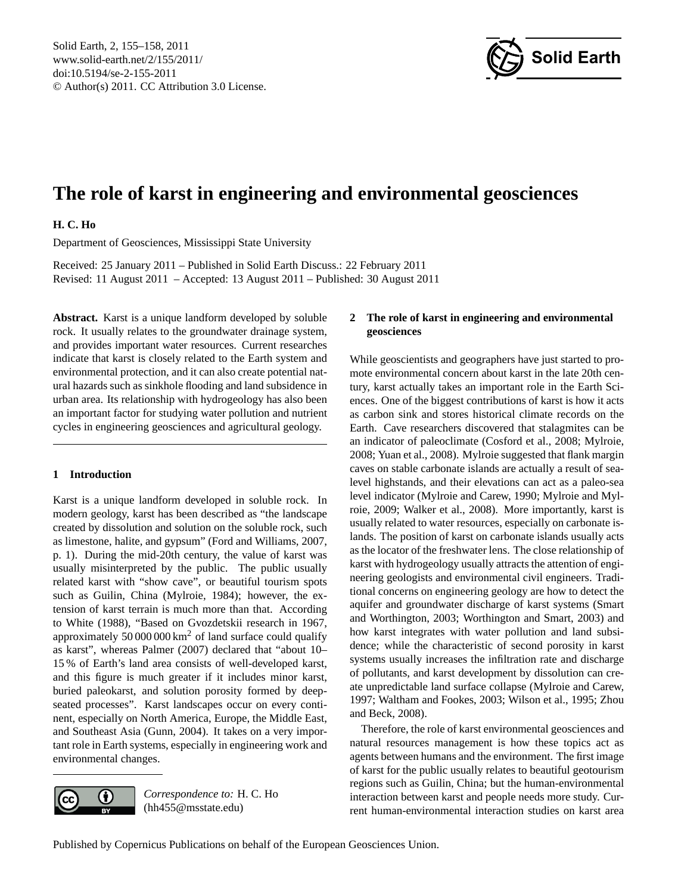# The role of karst in engineering and environmental geosciences

**H. C. Ho**

Department of Geosciences, Mississippi State University

Received: 25 January 2011 – Published in Solid Earth Discuss.: 22 February 2011
Revised: 11 August 2011 – Accepted: 13 August 2011 – Published: 30 August 2011

**Abstract.** Karst is a unique landform developed by soluble rock. It usually relates to the groundwater drainage system, and provides important water resources. Current researches indicate that karst is closely related to the Earth system and environmental protection, and it can also create potential natural hazards such as sinkhole flooding and land subsidence in urban area. Its relationship with hydrogeology has also been an important factor for studying water pollution and nutrient cycles in engineering geosciences and agricultural geology.

## 1 Introduction

Karst is a unique landform developed in soluble rock. In modern geology, karst has been described as "the landscape created by dissolution and solution on the soluble rock, such as limestone, halite, and gypsum" (Ford and Williams, 2007, p. 1). During the mid-20th century, the value of karst was usually misinterpreted by the public. The public usually related karst with "show cave", or beautiful tourism spots such as Guilin, China (Mylroie, 1984); however, the extension of karst terrain is much more than that. According to White (1988), "Based on Gvozdetskii research in 1967, approximately 50 000 000 $km^2$ of land surface could qualify as karst", whereas Palmer (2007) declared that "about 10–15 % of Earth's land area consists of well-developed karst, and this figure is much greater if it includes minor karst, buried paleokarst, and solution porosity formed by deep-seated processes". Karst landscapes occur on every continent, especially on North America, Europe, the Middle East, and Southeast Asia (Gunn, 2004). It takes on a very important role in Earth systems, especially in engineering work and environmental changes.

*Correspondence to:* H. C. Ho (hh455@msstate.edu)

## 2 The role of karst in engineering and environmental geosciences

While geoscientists and geographers have just started to promote environmental concern about karst in the late 20th century, karst actually takes an important role in the Earth Sciences. One of the biggest contributions of karst is how it acts as carbon sink and stores historical climate records on the Earth. Cave researchers discovered that stalagmites can be an indicator of paleoclimate (Cosford et al., 2008; Mylroie, 2008; Yuan et al., 2008). Mylroie suggested that flank margin caves on stable carbonate islands are actually a result of sea-level highstands, and their elevations can act as a paleo-sea level indicator (Mylroie and Carew, 1990; Mylroie and Mylroie, 2009; Walker et al., 2008). More importantly, karst is usually related to water resources, especially on carbonate islands. The position of karst on carbonate islands usually acts as the locator of the freshwater lens. The close relationship of karst with hydrogeology usually attracts the attention of engineering geologists and environmental civil engineers. Traditional concerns on engineering geology are how to detect the aquifer and groundwater discharge of karst systems (Smart and Worthington, 2003; Worthington and Smart, 2003) and how karst integrates with water pollution and land subsidence; while the characteristic of second porosity in karst systems usually increases the infiltration rate and discharge of pollutants, and karst development by dissolution can create unpredictable land surface collapse (Mylroie and Carew, 1997; Waltham and Fookes, 2003; Wilson et al., 1995; Zhou and Beck, 2008).

Therefore, the role of karst environmental geosciences and natural resources management is how these topics act as agents between humans and the environment. The first image of karst for the public usually relates to beautiful geotourism regions such as Guilin, China; but the human-environmental interaction between karst and people needs more study. Current human-environmental interaction studies on karst area

Published by Copernicus Publications on behalf of the European Geosciences Union.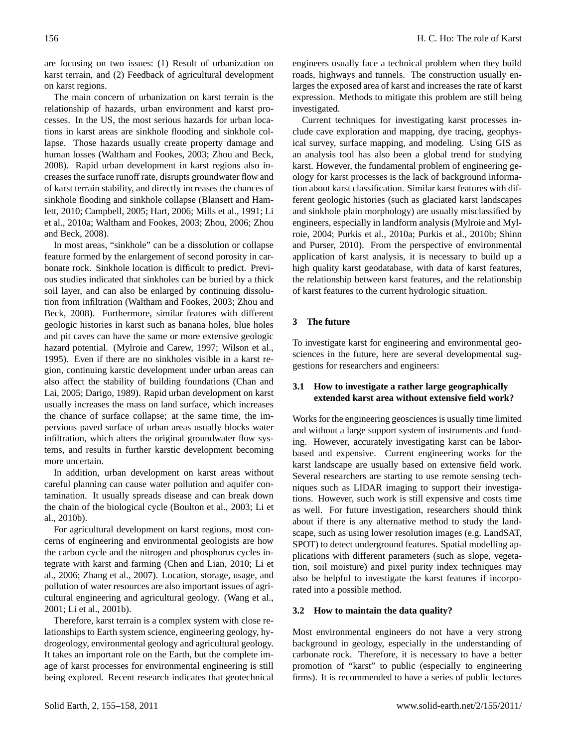are focusing on two issues: (1) Result of urbanization on karst terrain, and (2) Feedback of agricultural development on karst regions.

The main concern of urbanization on karst terrain is the relationship of hazards, urban environment and karst processes. In the US, the most serious hazards for urban locations in karst areas are sinkhole flooding and sinkhole collapse. Those hazards usually create property damage and human losses (Waltham and Fookes, 2003; Zhou and Beck, 2008). Rapid urban development in karst regions also increases the surface runoff rate, disrupts groundwater flow and of karst terrain stability, and directly increases the chances of sinkhole flooding and sinkhole collapse (Blansett and Hamlett, 2010; Campbell, 2005; Hart, 2006; Mills et al., 1991; Li et al., 2010a; Waltham and Fookes, 2003; Zhou, 2006; Zhou and Beck, 2008).

In most areas, "sinkhole" can be a dissolution or collapse feature formed by the enlargement of second porosity in carbonate rock. Sinkhole location is difficult to predict. Previous studies indicated that sinkholes can be buried by a thick soil layer, and can also be enlarged by continuing dissolution from infiltration (Waltham and Fookes, 2003; Zhou and Beck, 2008). Furthermore, similar features with different geologic histories in karst such as banana holes, blue holes and pit caves can have the same or more extensive geologic hazard potential. (Mylroie and Carew, 1997; Wilson et al., 1995). Even if there are no sinkholes visible in a karst region, continuing karstic development under urban areas can also affect the stability of building foundations (Chan and Lai, 2005; Darigo, 1989). Rapid urban development on karst usually increases the mass on land surface, which increases the chance of surface collapse; at the same time, the impervious paved surface of urban areas usually blocks water infiltration, which alters the original groundwater flow systems, and results in further karstic development becoming more uncertain.

In addition, urban development on karst areas without careful planning can cause water pollution and aquifer contamination. It usually spreads disease and can break down the chain of the biological cycle (Boulton et al., 2003; Li et al., 2010b).

For agricultural development on karst regions, most concerns of engineering and environmental geologists are how the carbon cycle and the nitrogen and phosphorus cycles integrate with karst and farming (Chen and Lian, 2010; Li et al., 2006; Zhang et al., 2007). Location, storage, usage, and pollution of water resources are also important issues of agricultural engineering and agricultural geology. (Wang et al., 2001; Li et al., 2001b).

Therefore, karst terrain is a complex system with close relationships to Earth system science, engineering geology, hydrogeology, environmental geology and agricultural geology. It takes an important role on the Earth, but the complete image of karst processes for environmental engineering is still being explored. Recent research indicates that geotechnical engineers usually face a technical problem when they build roads, highways and tunnels. The construction usually enlarges the exposed area of karst and increases the rate of karst expression. Methods to mitigate this problem are still being investigated.

Current techniques for investigating karst processes include cave exploration and mapping, dye tracing, geophysical survey, surface mapping, and modeling. Using GIS as an analysis tool has also been a global trend for studying karst. However, the fundamental problem of engineering geology for karst processes is the lack of background information about karst classification. Similar karst features with different geologic histories (such as glaciated karst landscapes and sinkhole plain morphology) are usually misclassified by engineers, especially in landform analysis (Mylroie and Mylroie, 2004; Purkis et al., 2010a; Purkis et al., 2010b; Shinn and Purser, 2010). From the perspective of environmental application of karst analysis, it is necessary to build up a high quality karst geodatabase, with data of karst features, the relationship between karst features, and the relationship of karst features to the current hydrologic situation.

## 3 The future

To investigate karst for engineering and environmental geosciences in the future, here are several developmental suggestions for researchers and engineers:

### 3.1 How to investigate a rather large geographically extended karst area without extensive field work?

Works for the engineering geosciences is usually time limited and without a large support system of instruments and funding. However, accurately investigating karst can be labor-based and expensive. Current engineering works for the karst landscape are usually based on extensive field work. Several researchers are starting to use remote sensing techniques such as LIDAR imaging to support their investigations. However, such work is still expensive and costs time as well. For future investigation, researchers should think about if there is any alternative method to study the landscape, such as using lower resolution images (e.g. LandSAT, SPOT) to detect underground features. Spatial modelling applications with different parameters (such as slope, vegetation, soil moisture) and pixel purity index techniques may also be helpful to investigate the karst features if incorporated into a possible method.

### 3.2 How to maintain the data quality?

Most environmental engineers do not have a very strong background in geology, especially in the understanding of carbonate rock. Therefore, it is necessary to have a better promotion of "karst" to public (especially to engineering firms). It is recommended to have a series of public lectures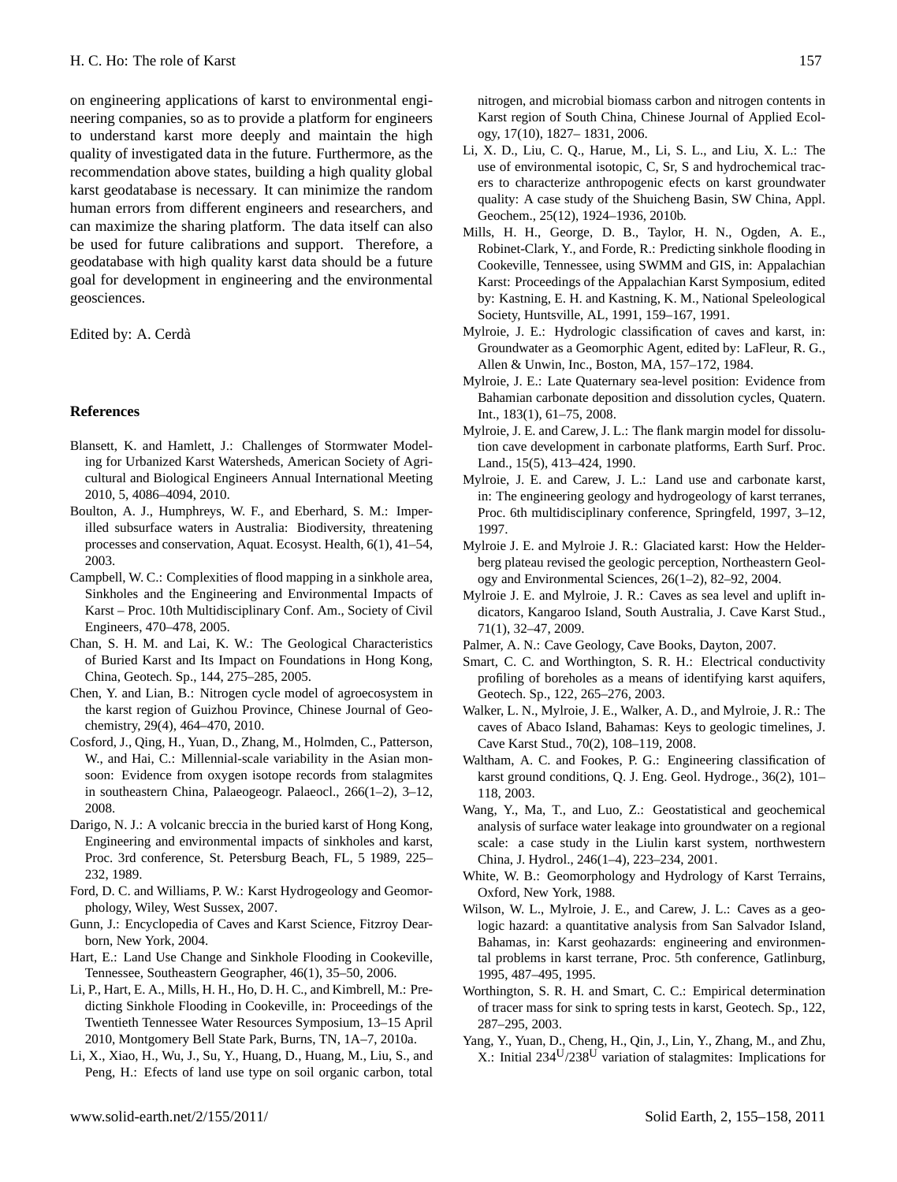on engineering applications of karst to environmental engineering companies, so as to provide a platform for engineers to understand karst more deeply and maintain the high quality of investigated data in the future. Furthermore, as the recommendation above states, building a high quality global karst geodatabase is necessary. It can minimize the random human errors from different engineers and researchers, and can maximize the sharing platform. The data itself can also be used for future calibrations and support. Therefore, a geodatabase with high quality karst data should be a future goal for development in engineering and the environmental geosciences.

Edited by: A. Cerdà

## References

Blansett, K. and Hamlett, J.: Challenges of Stormwater Modeling for Urbanized Karst Watersheds, American Society of Agricultural and Biological Engineers Annual International Meeting 2010, 5, 4086–4094, 2010.

Boulton, A. J., Humphreys, W. F., and Eberhard, S. M.: Imperilled subsurface waters in Australia: Biodiversity, threatening processes and conservation, Aquat. Ecosyst. Health, 6(1), 41–54, 2003.

Campbell, W. C.: Complexities of flood mapping in a sinkhole area, Sinkholes and the Engineering and Environmental Impacts of Karst – Proc. 10th Multidisciplinary Conf. Am., Society of Civil Engineers, 470–478, 2005.

Chan, S. H. M. and Lai, K. W.: The Geological Characteristics of Buried Karst and Its Impact on Foundations in Hong Kong, China, Geotech. Sp., 144, 275–285, 2005.

Chen, Y. and Lian, B.: Nitrogen cycle model of agroecosystem in the karst region of Guizhou Province, Chinese Journal of Geochemistry, 29(4), 464–470, 2010.

Cosford, J., Qing, H., Yuan, D., Zhang, M., Holmden, C., Patterson, W., and Hai, C.: Millennial-scale variability in the Asian monsoon: Evidence from oxygen isotope records from stalagmites in southeastern China, Palaeogeogr. Palaeocl., 266(1–2), 3–12, 2008.

Darigo, N. J.: A volcanic breccia in the buried karst of Hong Kong, Engineering and environmental impacts of sinkholes and karst, Proc. 3rd conference, St. Petersburg Beach, FL, 5 1989, 225–232, 1989.

Ford, D. C. and Williams, P. W.: Karst Hydrogeology and Geomorphology, Wiley, West Sussex, 2007.

Gunn, J.: Encyclopedia of Caves and Karst Science, Fitzroy Dearborn, New York, 2004.

Hart, E.: Land Use Change and Sinkhole Flooding in Cookeville, Tennessee, Southeastern Geographer, 46(1), 35–50, 2006.

Li, P., Hart, E. A., Mills, H. H., Ho, D. H. C., and Kimbrell, M.: Predicting Sinkhole Flooding in Cookeville, in: Proceedings of the Twentieth Tennessee Water Resources Symposium, 13–15 April 2010, Montgomery Bell State Park, Burns, TN, 1A–7, 2010a.

Li, X., Xiao, H., Wu, J., Su, Y., Huang, D., Huang, M., Liu, S., and Peng, H.: Efects of land use type on soil organic carbon, total nitrogen, and microbial biomass carbon and nitrogen contents in Karst region of South China, Chinese Journal of Applied Ecology, 17(10), 1827– 1831, 2006.

Li, X. D., Liu, C. Q., Harue, M., Li, S. L., and Liu, X. L.: The use of environmental isotopic, C, Sr, S and hydrochemical tracers to characterize anthropogenic efects on karst groundwater quality: A case study of the Shuicheng Basin, SW China, Appl. Geochem., 25(12), 1924–1936, 2010b.

Mills, H. H., George, D. B., Taylor, H. N., Ogden, A. E., Robinet-Clark, Y., and Forde, R.: Predicting sinkhole flooding in Cookeville, Tennessee, using SWMM and GIS, in: Appalachian Karst: Proceedings of the Appalachian Karst Symposium, edited by: Kastning, E. H. and Kastning, K. M., National Speleological Society, Huntsville, AL, 1991, 159–167, 1991.

Mylroie, J. E.: Hydrologic classification of caves and karst, in: Groundwater as a Geomorphic Agent, edited by: LaFleur, R. G., Allen & Unwin, Inc., Boston, MA, 157–172, 1984.

Mylroie, J. E.: Late Quaternary sea-level position: Evidence from Bahamian carbonate deposition and dissolution cycles, Quatern. Int., 183(1), 61–75, 2008.

Mylroie, J. E. and Carew, J. L.: The flank margin model for dissolution cave development in carbonate platforms, Earth Surf. Proc. Land., 15(5), 413–424, 1990.

Mylroie, J. E. and Carew, J. L.: Land use and carbonate karst, in: The engineering geology and hydrogeology of karst terranes, Proc. 6th multidisciplinary conference, Springfeld, 1997, 3–12, 1997.

Mylroie J. E. and Mylroie J. R.: Glaciated karst: How the Helderberg plateau revised the geologic perception, Northeastern Geology and Environmental Sciences, 26(1–2), 82–92, 2004.

Mylroie J. E. and Mylroie, J. R.: Caves as sea level and uplift indicators, Kangaroo Island, South Australia, J. Cave Karst Stud., 71(1), 32–47, 2009.

Palmer, A. N.: Cave Geology, Cave Books, Dayton, 2007.

Smart, C. C. and Worthington, S. R. H.: Electrical conductivity profiling of boreholes as a means of identifying karst aquifers, Geotech. Sp., 122, 265–276, 2003.

Walker, L. N., Mylroie, J. E., Walker, A. D., and Mylroie, J. R.: The caves of Abaco Island, Bahamas: Keys to geologic timelines, J. Cave Karst Stud., 70(2), 108–119, 2008.

Waltham, A. C. and Fookes, P. G.: Engineering classification of karst ground conditions, Q. J. Eng. Geol. Hydroge., 36(2), 101–118, 2003.

Wang, Y., Ma, T., and Luo, Z.: Geostatistical and geochemical analysis of surface water leakage into groundwater on a regional scale: a case study in the Liulin karst system, northwestern China, J. Hydrol., 246(1–4), 223–234, 2001.

White, W. B.: Geomorphology and Hydrology of Karst Terrains, Oxford, New York, 1988.

Wilson, W. L., Mylroie, J. E., and Carew, J. L.: Caves as a geologic hazard: a quantitative analysis from San Salvador Island, Bahamas, in: Karst geohazards: engineering and environmental problems in karst terrane, Proc. 5th conference, Gatlinburg, 1995, 487–495, 1995.

Worthington, S. R. H. and Smart, C. C.: Empirical determination of tracer mass for sink to spring tests in karst, Geotech. Sp., 122, 287–295, 2003.

Yang, Y., Yuan, D., Cheng, H., Qin, J., Lin, Y., Zhang, M., and Zhu, X.: Initial $234^{U}/238^{U}$ variation of stalagmites: Implications for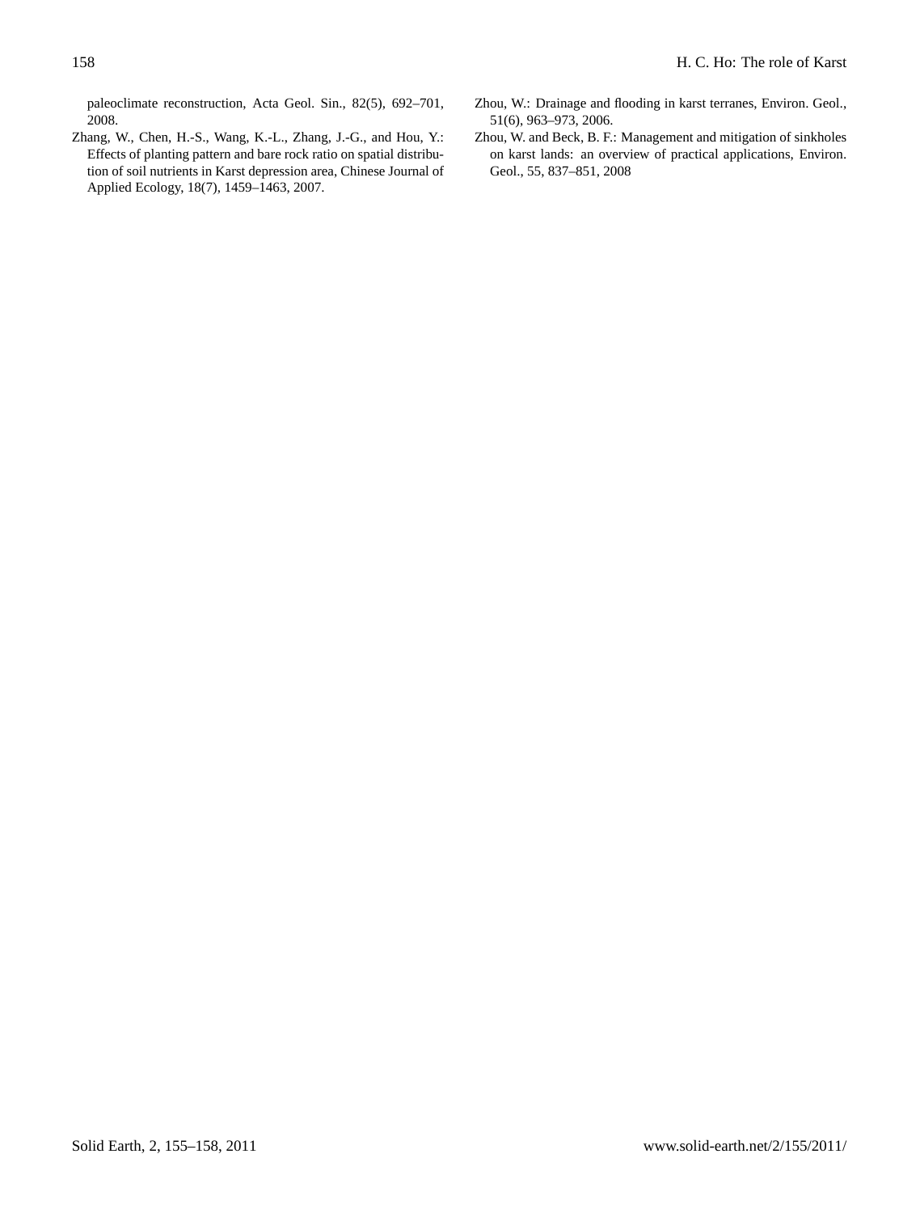paleoclimate reconstruction, Acta Geol. Sin., 82(5), 692–701, 2008.

Zhang, W., Chen, H.-S., Wang, K.-L., Zhang, J.-G., and Hou, Y.: Effects of planting pattern and bare rock ratio on spatial distribution of soil nutrients in Karst depression area, Chinese Journal of Applied Ecology, 18(7), 1459–1463, 2007.

Zhou, W.: Drainage and flooding in karst terranes, Environ. Geol., 51(6), 963–973, 2006.

Zhou, W. and Beck, B. F.: Management and mitigation of sinkholes on karst lands: an overview of practical applications, Environ. Geol., 55, 837–851, 2008